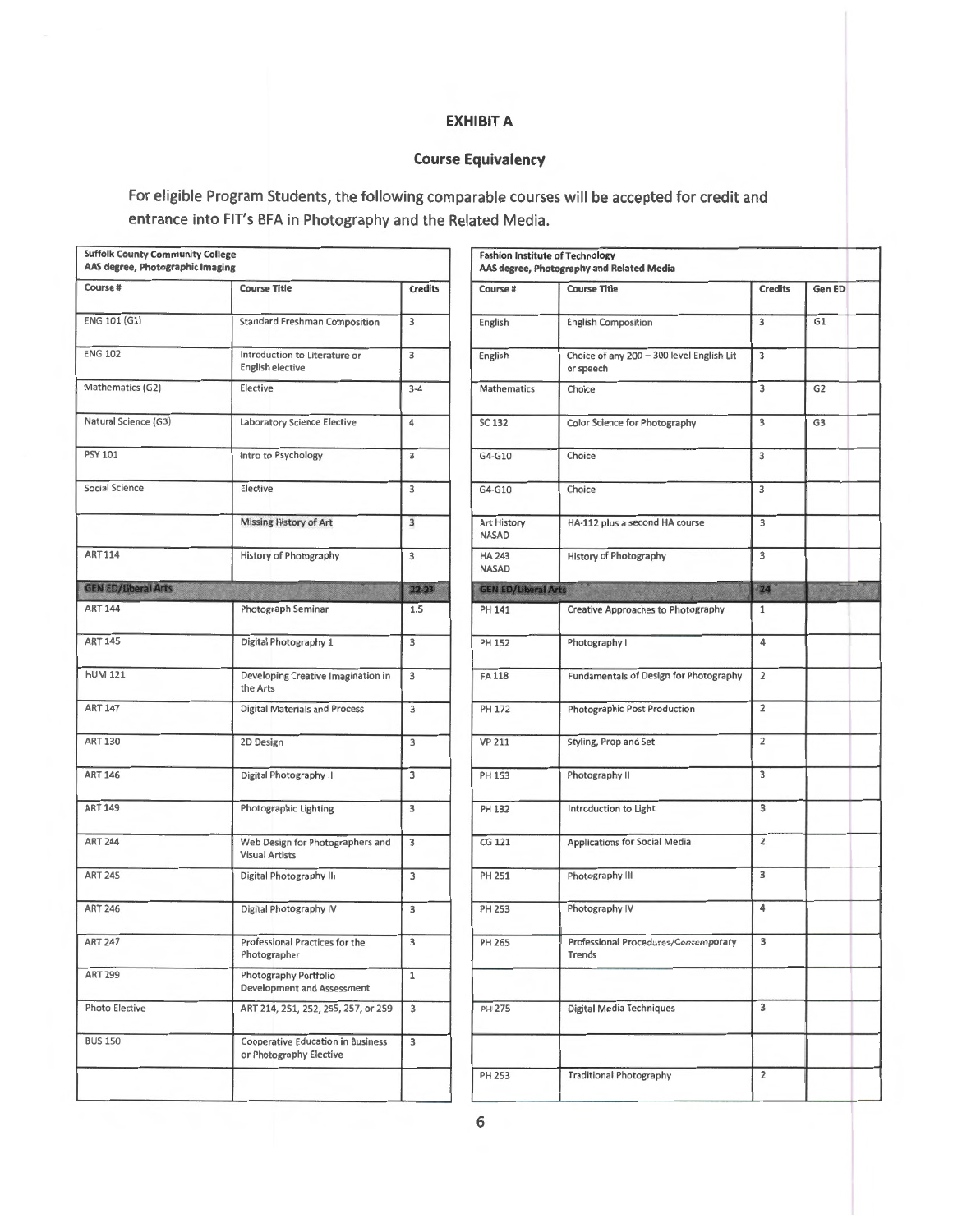## EXHIBIT A

## Course Equivalency

For eligible Program Students, the following comparable courses will be accepted for credit and entrance into FIT's BFA in Photography and the Related Media.

| Suffolk County Community College AAS degree, Photographic Imaging | | | Fashion Institute of Technology AAS degree, Photography and Related Media | | | |
|---|---|---|---|---|---|---|
| **Course #** | **Course Title** | **Credits** | **Course #** | **Course Title** | **Credits** | **Gen ED** |
| ENG 101 (G1) | Standard Freshman Composition | 3 | English | English Composition | 3 | G1 |
| ENG 102 | Introduction to Literature or English elective | 3 | English | Choice of any 200 – 300 level English Lit or speech | 3 | |
| Mathematics (G2) | Elective | 3-4 | Mathematics | Choice | 3 | G2 |
| Natural Science (G3) | Laboratory Science Elective | 4 | SC 132 | Color Science for Photography | 3 | G3 |
| PSY 101 | Intro to Psychology | 3 | G4-G10 | Choice | 3 | |
| Social Science | Elective | 3 | G4-G10 | Choice | 3 | |
| | Missing History of Art | 3 | Art History NASAD | HA-112 plus a second HA course | 3 | |
| ART 114 | History of Photography | 3 | HA 243 NASAD | History of Photography | 3 | |
| **GEN ED/Liberal Arts** | | **22-23** | **GEN ED/Liberal Arts** | | **24** | |
| ART 144 | Photograph Seminar | 1.5 | PH 141 | Creative Approaches to Photography | 1 | |
| ART 145 | Digital Photography 1 | 3 | PH 152 | Photography I | 4 | |
| HUM 121 | Developing Creative Imagination in the Arts | 3 | FA 118 | Fundamentals of Design for Photography | 2 | |
| ART 147 | Digital Materials and Process | 3 | PH 172 | Photographic Post Production | 2 | |
| ART 130 | 2D Design | 3 | VP 211 | Styling, Prop and Set | 2 | |
| ART 146 | Digital Photography II | 3 | PH 153 | Photography II | 3 | |
| ART 149 | Photographic Lighting | 3 | PH 132 | Introduction to Light | 3 | |
| ART 244 | Web Design for Photographers and Visual Artists | 3 | CG 121 | Applications for Social Media | 2 | |
| ART 245 | Digital Photography III | 3 | PH 251 | Photography III | 3 | |
| ART 246 | Digital Photography IV | 3 | PH 253 | Photography IV | 4 | |
| ART 247 | Professional Practices for the Photographer | 3 | PH 265 | Professional Procedures/Contemporary Trends | 3 | |
| ART 299 | Photography Portfolio Development and Assessment | 1 | | | | |
| Photo Elective | ART 214, 251, 252, 255, 257, or 259 | 3 | PH 275 | Digital Media Techniques | 3 | |
| BUS 150 | Cooperative Education in Business or Photography Elective | 3 | | | | |
| | | | PH 253 | Traditional Photography | 2 | |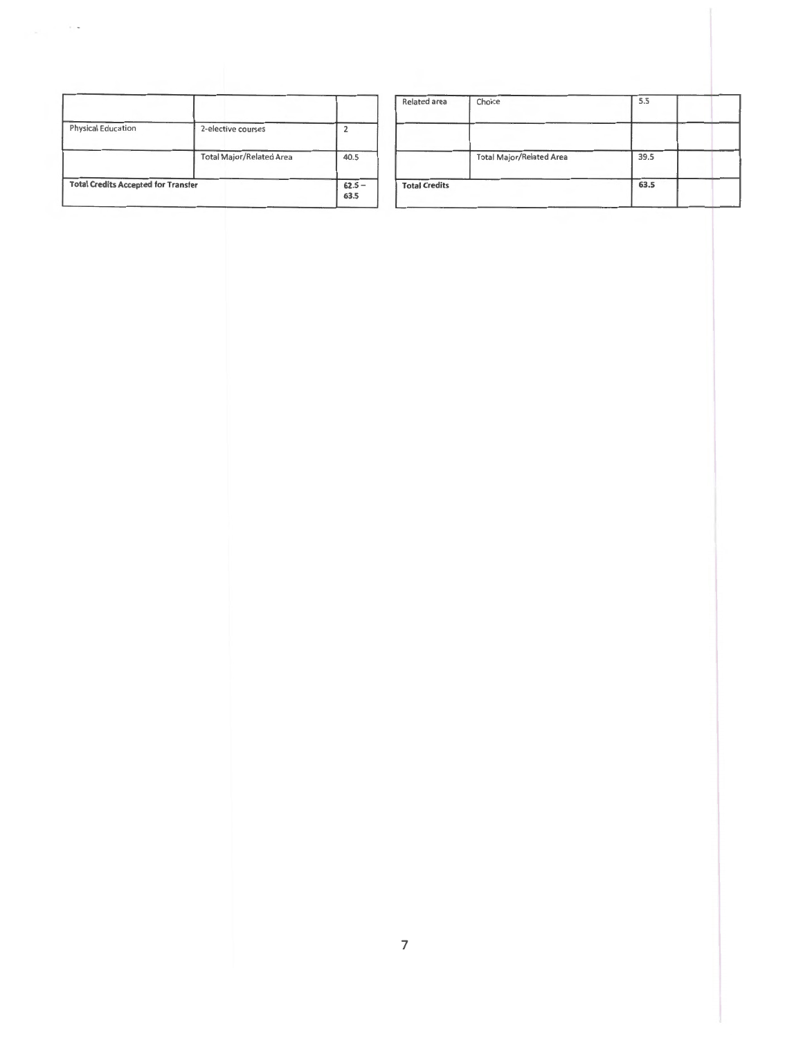| | | |
|---|---|---|
| | | |
| Physical Education | 2-elective courses | 2 |
| | Total Major/Related Area | 40.5 |
| **Total Credits Accepted for Transfer** | | **62.5 – 63.5** |

| | | | |
|---|---|---|---|
| Related area | Choice | 5.5 | |
| | | | |
| | Total Major/Related Area | 39.5 | |
| **Total Credits** | | **63.5** | |